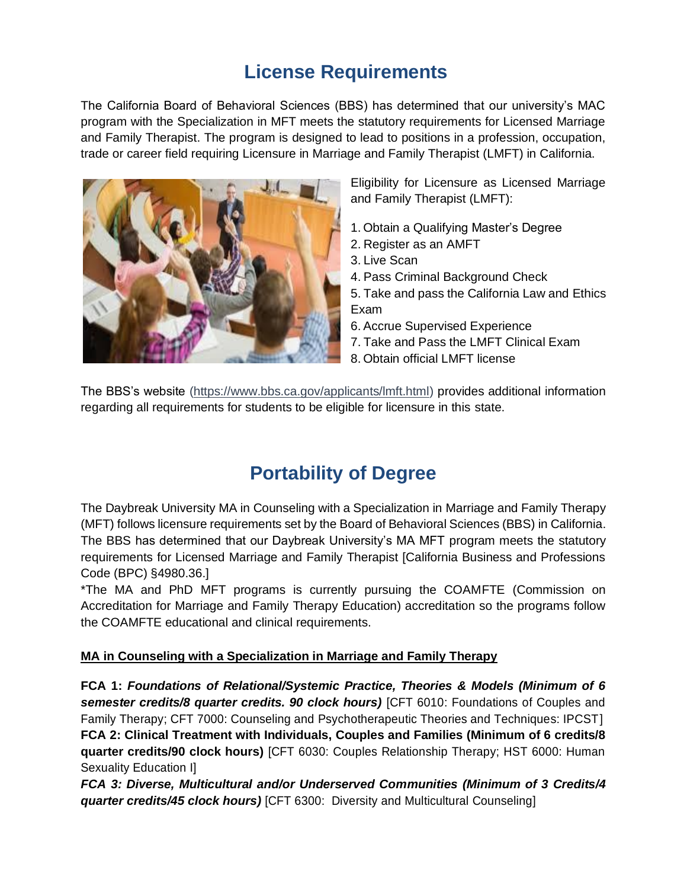# License Requirements

The California Board of Behavioral Sciences (BBS) has determined that our university's MAC program with the Specialization in MFT meets the statutory requirements for Licensed Marriage and Family Therapist. The program is designed to lead to positions in a profession, occupation, trade or career field requiring Licensure in Marriage and Family Therapist (LMFT) in California.

Eligibility for Licensure as Licensed Marriage and Family Therapist (LMFT):

1. Obtain a Qualifying Master's Degree
2. Register as an AMFT
3. Live Scan
4. Pass Criminal Background Check
5. Take and pass the California Law and Ethics Exam
6. Accrue Supervised Experience
7. Take and Pass the LMFT Clinical Exam
8. Obtain official LMFT license

The BBS's website (https://www.bbs.ca.gov/applicants/lmft.html) provides additional information regarding all requirements for students to be eligible for licensure in this state.

# Portability of Degree

The Daybreak University MA in Counseling with a Specialization in Marriage and Family Therapy (MFT) follows licensure requirements set by the Board of Behavioral Sciences (BBS) in California. The BBS has determined that our Daybreak University's MA MFT program meets the statutory requirements for Licensed Marriage and Family Therapist [California Business and Professions Code (BPC) §4980.36.]

*The MA and PhD MFT programs is currently pursuing the COAMFTE (Commission on Accreditation for Marriage and Family Therapy Education) accreditation so the programs follow the COAMFTE educational and clinical requirements.

**<u>MA in Counseling with a Specialization in Marriage and Family Therapy</u>**

**FCA 1:** ***Foundations of Relational/Systemic Practice, Theories & Models (Minimum of 6 semester credits/8 quarter credits. 90 clock hours)*** [CFT 6010: Foundations of Couples and Family Therapy; CFT 7000: Counseling and Psychotherapeutic Theories and Techniques: IPCST]

**FCA 2: Clinical Treatment with Individuals, Couples and Families (Minimum of 6 credits/8 quarter credits/90 clock hours)** [CFT 6030: Couples Relationship Therapy; HST 6000: Human Sexuality Education I]

***FCA 3: Diverse, Multicultural and/or Underserved Communities (Minimum of 3 Credits/4 quarter credits/45 clock hours)*** [CFT 6300: Diversity and Multicultural Counseling]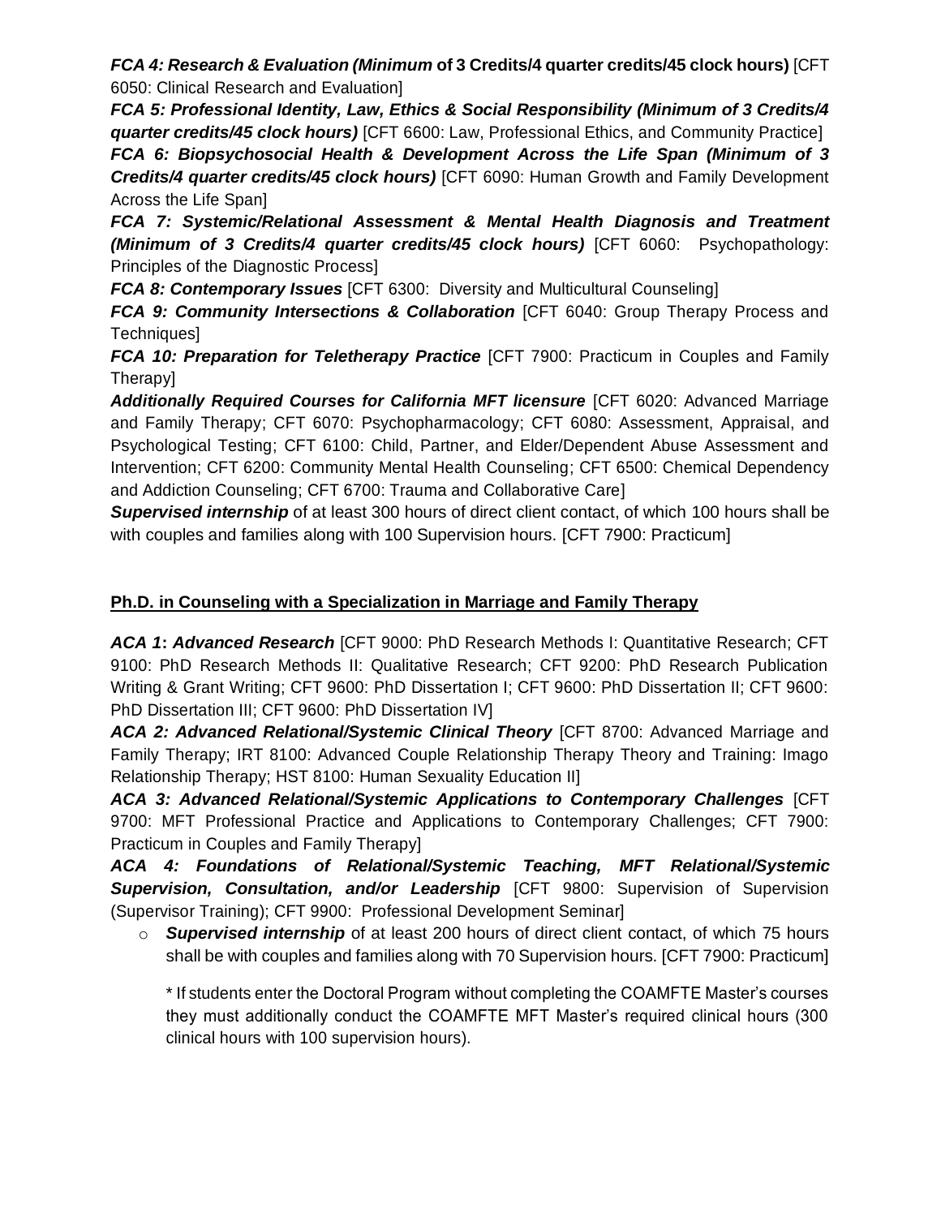***FCA 4: Research & Evaluation (Minimum* of 3 Credits/4 quarter credits/45 clock hours)** [CFT 6050: Clinical Research and Evaluation]

***FCA 5: Professional Identity, Law, Ethics & Social Responsibility (Minimum of 3 Credits/4 quarter credits/45 clock hours)*** [CFT 6600: Law, Professional Ethics, and Community Practice]

***FCA 6: Biopsychosocial Health & Development Across the Life Span (Minimum of 3 Credits/4 quarter credits/45 clock hours)*** [CFT 6090: Human Growth and Family Development Across the Life Span]

***FCA 7: Systemic/Relational Assessment & Mental Health Diagnosis and Treatment (Minimum of 3 Credits/4 quarter credits/45 clock hours)*** [CFT 6060: Psychopathology: Principles of the Diagnostic Process]

***FCA 8: Contemporary Issues*** [CFT 6300: Diversity and Multicultural Counseling]

***FCA 9: Community Intersections & Collaboration*** [CFT 6040: Group Therapy Process and Techniques]

***FCA 10: Preparation for Teletherapy Practice*** [CFT 7900: Practicum in Couples and Family Therapy]

***Additionally Required Courses for California MFT licensure*** [CFT 6020: Advanced Marriage and Family Therapy; CFT 6070: Psychopharmacology; CFT 6080: Assessment, Appraisal, and Psychological Testing; CFT 6100: Child, Partner, and Elder/Dependent Abuse Assessment and Intervention; CFT 6200: Community Mental Health Counseling; CFT 6500: Chemical Dependency and Addiction Counseling; CFT 6700: Trauma and Collaborative Care]

***Supervised internship*** of at least 300 hours of direct client contact, of which 100 hours shall be with couples and families along with 100 Supervision hours. [CFT 7900: Practicum]

## Ph.D. in Counseling with a Specialization in Marriage and Family Therapy

***ACA 1: Advanced Research*** [CFT 9000: PhD Research Methods I: Quantitative Research; CFT 9100: PhD Research Methods II: Qualitative Research; CFT 9200: PhD Research Publication Writing & Grant Writing; CFT 9600: PhD Dissertation I; CFT 9600: PhD Dissertation II; CFT 9600: PhD Dissertation III; CFT 9600: PhD Dissertation IV]

***ACA 2: Advanced Relational/Systemic Clinical Theory*** [CFT 8700: Advanced Marriage and Family Therapy; IRT 8100: Advanced Couple Relationship Therapy Theory and Training: Imago Relationship Therapy; HST 8100: Human Sexuality Education II]

***ACA 3: Advanced Relational/Systemic Applications to Contemporary Challenges*** [CFT 9700: MFT Professional Practice and Applications to Contemporary Challenges; CFT 7900: Practicum in Couples and Family Therapy]

***ACA 4: Foundations of Relational/Systemic Teaching, MFT Relational/Systemic Supervision, Consultation, and/or Leadership*** [CFT 9800: Supervision of Supervision (Supervisor Training); CFT 9900: Professional Development Seminar]

- ***Supervised internship*** of at least 200 hours of direct client contact, of which 75 hours shall be with couples and families along with 70 Supervision hours. [CFT 7900: Practicum]

  * If students enter the Doctoral Program without completing the COAMFTE Master's courses they must additionally conduct the COAMFTE MFT Master's required clinical hours (300 clinical hours with 100 supervision hours).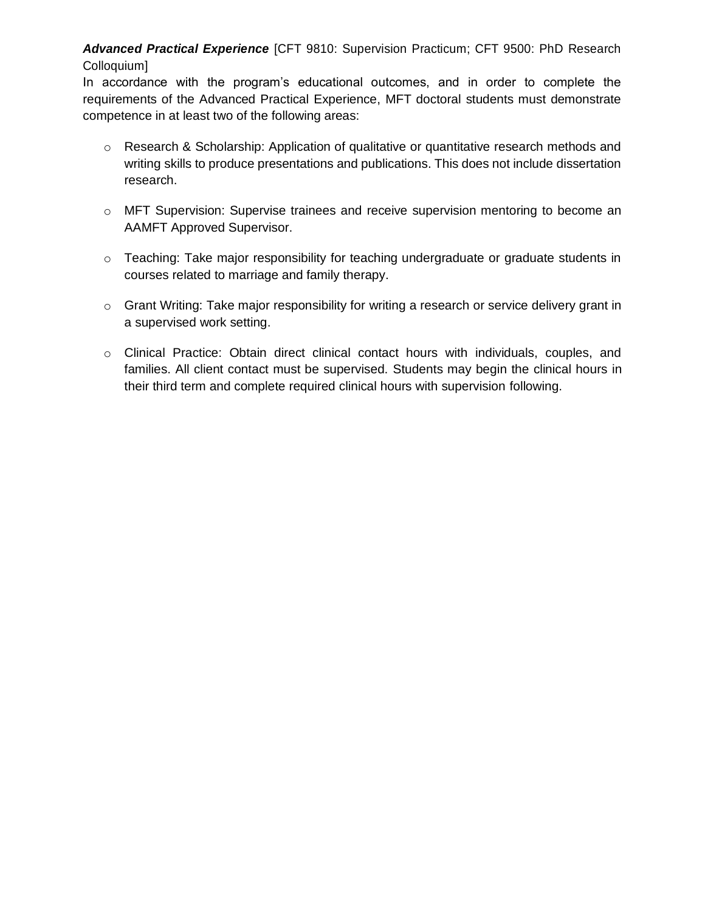***Advanced Practical Experience*** [CFT 9810: Supervision Practicum; CFT 9500: PhD Research Colloquium]

In accordance with the program's educational outcomes, and in order to complete the requirements of the Advanced Practical Experience, MFT doctoral students must demonstrate competence in at least two of the following areas:

- Research & Scholarship: Application of qualitative or quantitative research methods and writing skills to produce presentations and publications. This does not include dissertation research.

- MFT Supervision: Supervise trainees and receive supervision mentoring to become an AAMFT Approved Supervisor.

- Teaching: Take major responsibility for teaching undergraduate or graduate students in courses related to marriage and family therapy.

- Grant Writing: Take major responsibility for writing a research or service delivery grant in a supervised work setting.

- Clinical Practice: Obtain direct clinical contact hours with individuals, couples, and families. All client contact must be supervised. Students may begin the clinical hours in their third term and complete required clinical hours with supervision following.